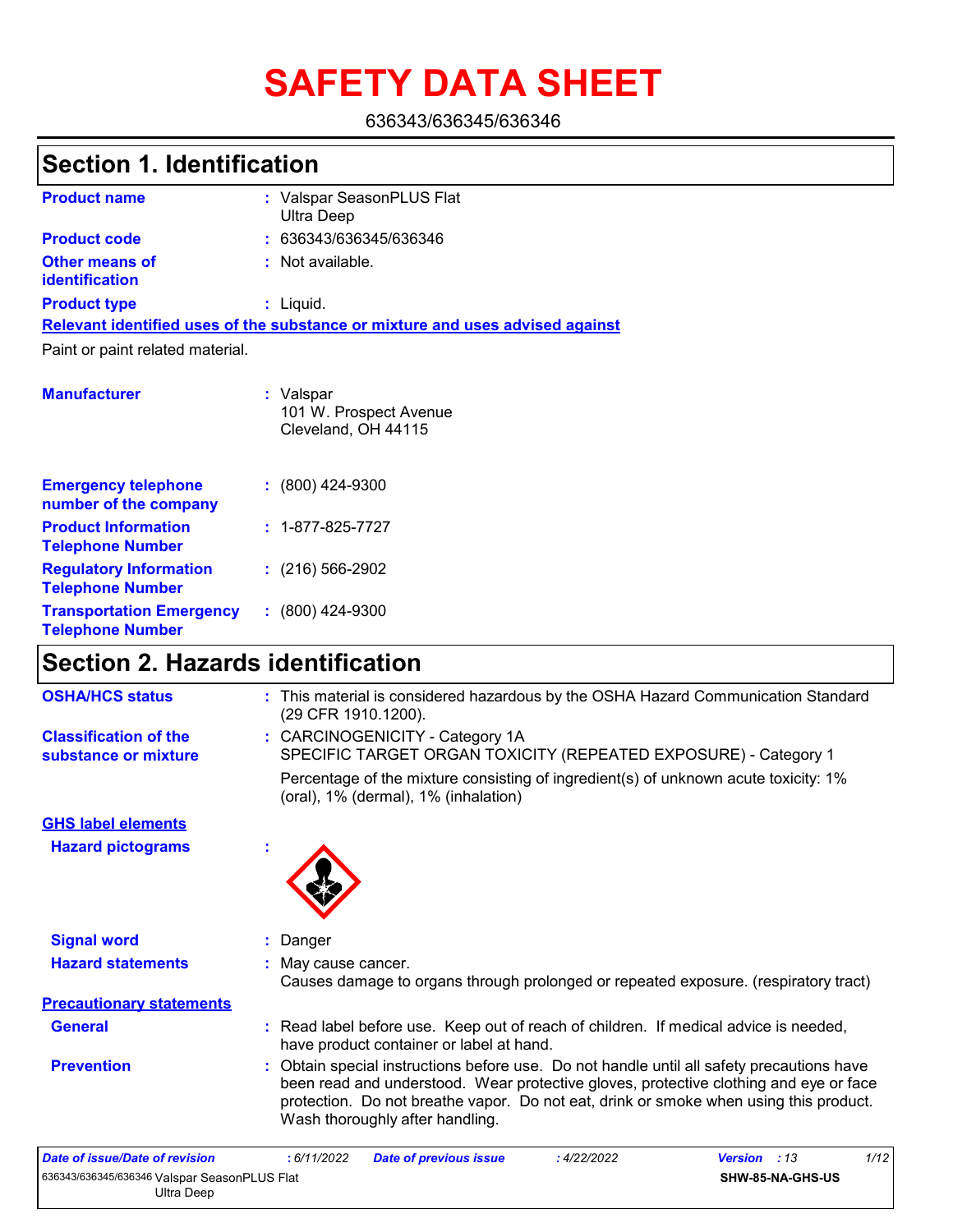# SAFETY DATA SHEET

636343/636345/636346

## Section 1. Identification

| | |
|---|---|
| **Product name** | : Valspar SeasonPLUS Flat Ultra Deep |
| **Product code** | : 636343/636345/636346 |
| **Other means of identification** | : Not available. |
| **Product type** | : Liquid. |

**Relevant identified uses of the substance or mixture and uses advised against**

Paint or paint related material.

| | |
|---|---|
| **Manufacturer** | : Valspar<br>101 W. Prospect Avenue<br>Cleveland, OH 44115 |
| **Emergency telephone number of the company** | : (800) 424-9300 |
| **Product Information Telephone Number** | : 1-877-825-7727 |
| **Regulatory Information Telephone Number** | : (216) 566-2902 |
| **Transportation Emergency Telephone Number** | : (800) 424-9300 |

## Section 2. Hazards identification

| | |
|---|---|
| **OSHA/HCS status** | : This material is considered hazardous by the OSHA Hazard Communication Standard (29 CFR 1910.1200). |
| **Classification of the substance or mixture** | : CARCINOGENICITY - Category 1A<br>SPECIFIC TARGET ORGAN TOXICITY (REPEATED EXPOSURE) - Category 1<br><br>Percentage of the mixture consisting of ingredient(s) of unknown acute toxicity: 1% (oral), 1% (dermal), 1% (inhalation) |

**GHS label elements**

| | |
|---|---|
| **Hazard pictograms** | : |
| **Signal word** | : Danger |
| **Hazard statements** | : May cause cancer.<br>Causes damage to organs through prolonged or repeated exposure. (respiratory tract) |

**Precautionary statements**

| | |
|---|---|
| **General** | : Read label before use. Keep out of reach of children. If medical advice is needed, have product container or label at hand. |
| **Prevention** | : Obtain special instructions before use. Do not handle until all safety precautions have been read and understood. Wear protective gloves, protective clothing and eye or face protection. Do not breathe vapor. Do not eat, drink or smoke when using this product. Wash thoroughly after handling. |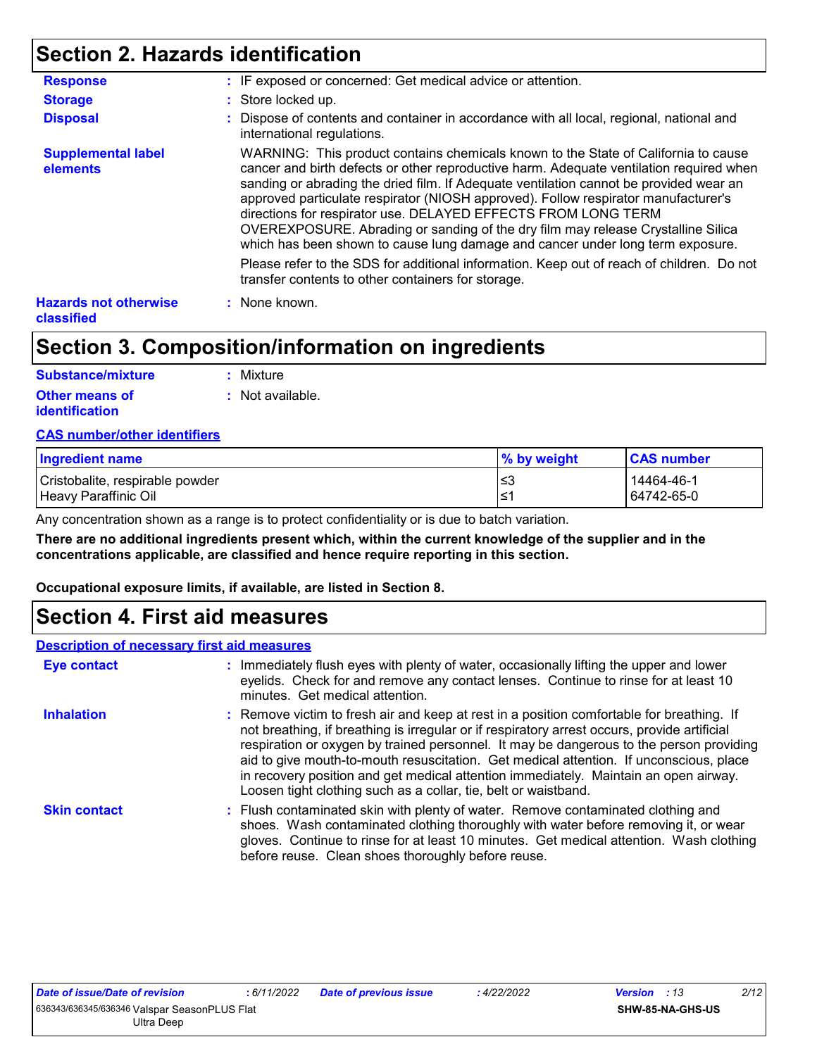## Section 2. Hazards identification

**Response** : IF exposed or concerned: Get medical advice or attention.

**Storage** : Store locked up.

**Disposal** : Dispose of contents and container in accordance with all local, regional, national and international regulations.

**Supplemental label elements**

WARNING: This product contains chemicals known to the State of California to cause cancer and birth defects or other reproductive harm. Adequate ventilation required when sanding or abrading the dried film. If Adequate ventilation cannot be provided wear an approved particulate respirator (NIOSH approved). Follow respirator manufacturer's directions for respirator use. DELAYED EFFECTS FROM LONG TERM OVEREXPOSURE. Abrading or sanding of the dry film may release Crystalline Silica which has been shown to cause lung damage and cancer under long term exposure.

Please refer to the SDS for additional information. Keep out of reach of children. Do not transfer contents to other containers for storage.

**Hazards not otherwise classified** : None known.

## Section 3. Composition/information on ingredients

**Substance/mixture** : Mixture

**Other means of identification** : Not available.

**CAS number/other identifiers**

| Ingredient name | % by weight | CAS number |
| --- | --- | --- |
| Cristobalite, respirable powder | ≤3 | 14464-46-1 |
| Heavy Paraffinic Oil | ≤1 | 64742-65-0 |

Any concentration shown as a range is to protect confidentiality or is due to batch variation.

**There are no additional ingredients present which, within the current knowledge of the supplier and in the concentrations applicable, are classified and hence require reporting in this section.**

**Occupational exposure limits, if available, are listed in Section 8.**

## Section 4. First aid measures

**Description of necessary first aid measures**

**Eye contact** : Immediately flush eyes with plenty of water, occasionally lifting the upper and lower eyelids. Check for and remove any contact lenses. Continue to rinse for at least 10 minutes. Get medical attention.

**Inhalation** : Remove victim to fresh air and keep at rest in a position comfortable for breathing. If not breathing, if breathing is irregular or if respiratory arrest occurs, provide artificial respiration or oxygen by trained personnel. It may be dangerous to the person providing aid to give mouth-to-mouth resuscitation. Get medical attention. If unconscious, place in recovery position and get medical attention immediately. Maintain an open airway. Loosen tight clothing such as a collar, tie, belt or waistband.

**Skin contact** : Flush contaminated skin with plenty of water. Remove contaminated clothing and shoes. Wash contaminated clothing thoroughly with water before removing it, or wear gloves. Continue to rinse for at least 10 minutes. Get medical attention. Wash clothing before reuse. Clean shoes thoroughly before reuse.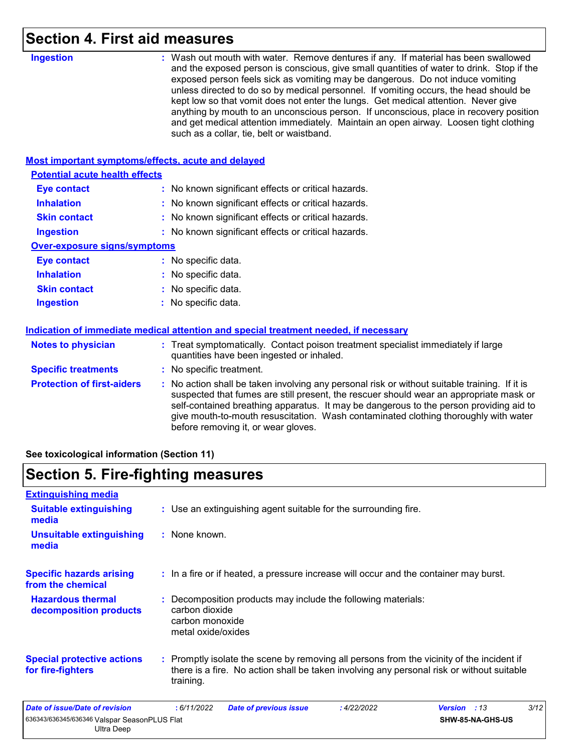## Section 4. First aid measures

**Ingestion** : Wash out mouth with water. Remove dentures if any. If material has been swallowed and the exposed person is conscious, give small quantities of water to drink. Stop if the exposed person feels sick as vomiting may be dangerous. Do not induce vomiting unless directed to do so by medical personnel. If vomiting occurs, the head should be kept low so that vomit does not enter the lungs. Get medical attention. Never give anything by mouth to an unconscious person. If unconscious, place in recovery position and get medical attention immediately. Maintain an open airway. Loosen tight clothing such as a collar, tie, belt or waistband.

### Most important symptoms/effects, acute and delayed

**Potential acute health effects**

**Eye contact** : No known significant effects or critical hazards.

**Inhalation** : No known significant effects or critical hazards.

**Skin contact** : No known significant effects or critical hazards.

**Ingestion** : No known significant effects or critical hazards.

**Over-exposure signs/symptoms**

**Eye contact** : No specific data.

**Inhalation** : No specific data.

**Skin contact** : No specific data.

**Ingestion** : No specific data.

### Indication of immediate medical attention and special treatment needed, if necessary

**Notes to physician** : Treat symptomatically. Contact poison treatment specialist immediately if large quantities have been ingested or inhaled.

**Specific treatments** : No specific treatment.

**Protection of first-aiders** : No action shall be taken involving any personal risk or without suitable training. If it is suspected that fumes are still present, the rescuer should wear an appropriate mask or self-contained breathing apparatus. It may be dangerous to the person providing aid to give mouth-to-mouth resuscitation. Wash contaminated clothing thoroughly with water before removing it, or wear gloves.

**See toxicological information (Section 11)**

## Section 5. Fire-fighting measures

### Extinguishing media

**Suitable extinguishing media** : Use an extinguishing agent suitable for the surrounding fire.

**Unsuitable extinguishing media** : None known.

**Specific hazards arising from the chemical** : In a fire or if heated, a pressure increase will occur and the container may burst.

**Hazardous thermal decomposition products** : Decomposition products may include the following materials:
carbon dioxide
carbon monoxide
metal oxide/oxides

**Special protective actions for fire-fighters** : Promptly isolate the scene by removing all persons from the vicinity of the incident if there is a fire. No action shall be taken involving any personal risk or without suitable training.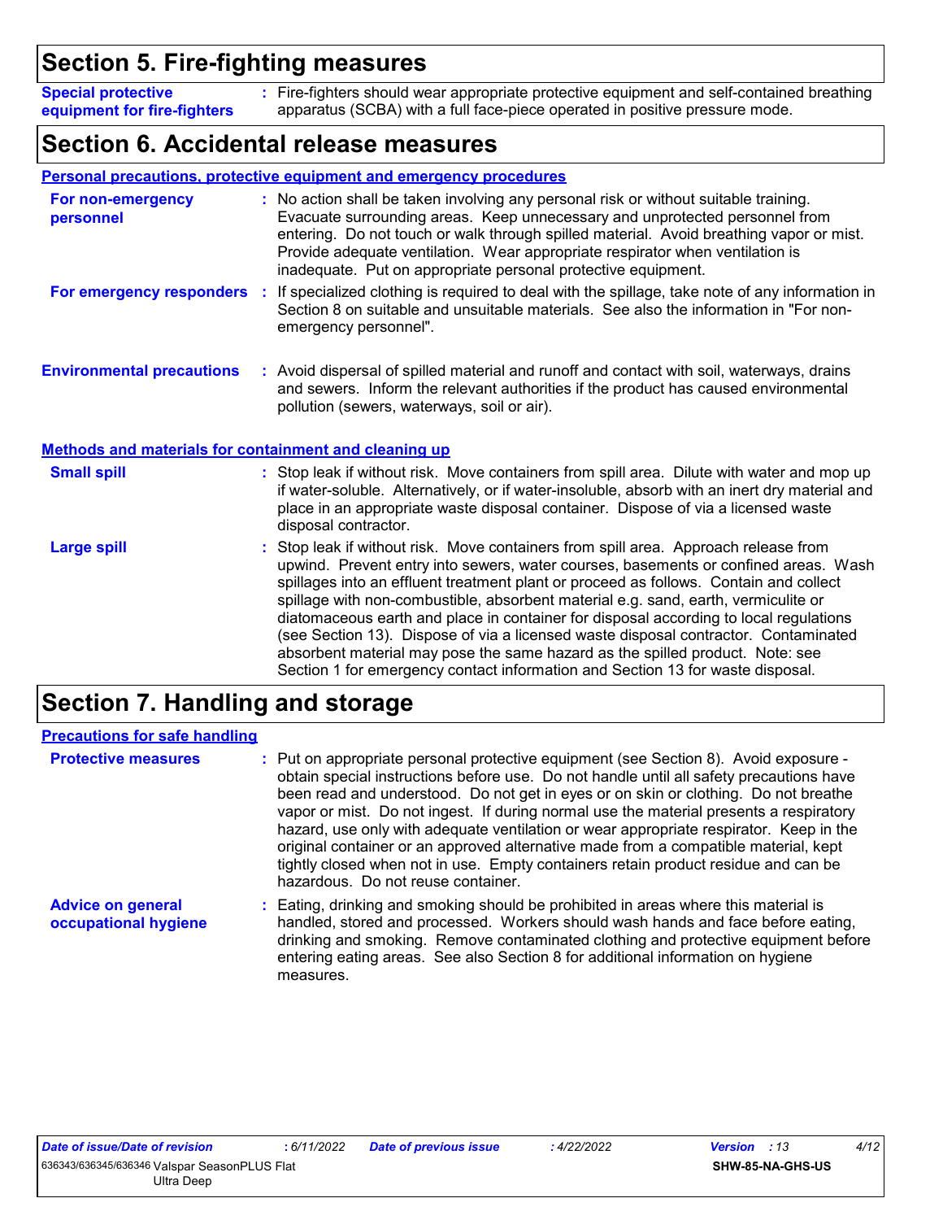## Section 5. Fire-fighting measures

**Special protective equipment for fire-fighters** : Fire-fighters should wear appropriate protective equipment and self-contained breathing apparatus (SCBA) with a full face-piece operated in positive pressure mode.

## Section 6. Accidental release measures

### Personal precautions, protective equipment and emergency procedures

**For non-emergency personnel** : No action shall be taken involving any personal risk or without suitable training. Evacuate surrounding areas. Keep unnecessary and unprotected personnel from entering. Do not touch or walk through spilled material. Avoid breathing vapor or mist. Provide adequate ventilation. Wear appropriate respirator when ventilation is inadequate. Put on appropriate personal protective equipment.

**For emergency responders** : If specialized clothing is required to deal with the spillage, take note of any information in Section 8 on suitable and unsuitable materials. See also the information in "For non-emergency personnel".

**Environmental precautions** : Avoid dispersal of spilled material and runoff and contact with soil, waterways, drains and sewers. Inform the relevant authorities if the product has caused environmental pollution (sewers, waterways, soil or air).

### Methods and materials for containment and cleaning up

**Small spill** : Stop leak if without risk. Move containers from spill area. Dilute with water and mop up if water-soluble. Alternatively, or if water-insoluble, absorb with an inert dry material and place in an appropriate waste disposal container. Dispose of via a licensed waste disposal contractor.

**Large spill** : Stop leak if without risk. Move containers from spill area. Approach release from upwind. Prevent entry into sewers, water courses, basements or confined areas. Wash spillages into an effluent treatment plant or proceed as follows. Contain and collect spillage with non-combustible, absorbent material e.g. sand, earth, vermiculite or diatomaceous earth and place in container for disposal according to local regulations (see Section 13). Dispose of via a licensed waste disposal contractor. Contaminated absorbent material may pose the same hazard as the spilled product. Note: see Section 1 for emergency contact information and Section 13 for waste disposal.

## Section 7. Handling and storage

### Precautions for safe handling

**Protective measures** : Put on appropriate personal protective equipment (see Section 8). Avoid exposure - obtain special instructions before use. Do not handle until all safety precautions have been read and understood. Do not get in eyes or on skin or clothing. Do not breathe vapor or mist. Do not ingest. If during normal use the material presents a respiratory hazard, use only with adequate ventilation or wear appropriate respirator. Keep in the original container or an approved alternative made from a compatible material, kept tightly closed when not in use. Empty containers retain product residue and can be hazardous. Do not reuse container.

**Advice on general occupational hygiene** : Eating, drinking and smoking should be prohibited in areas where this material is handled, stored and processed. Workers should wash hands and face before eating, drinking and smoking. Remove contaminated clothing and protective equipment before entering eating areas. See also Section 8 for additional information on hygiene measures.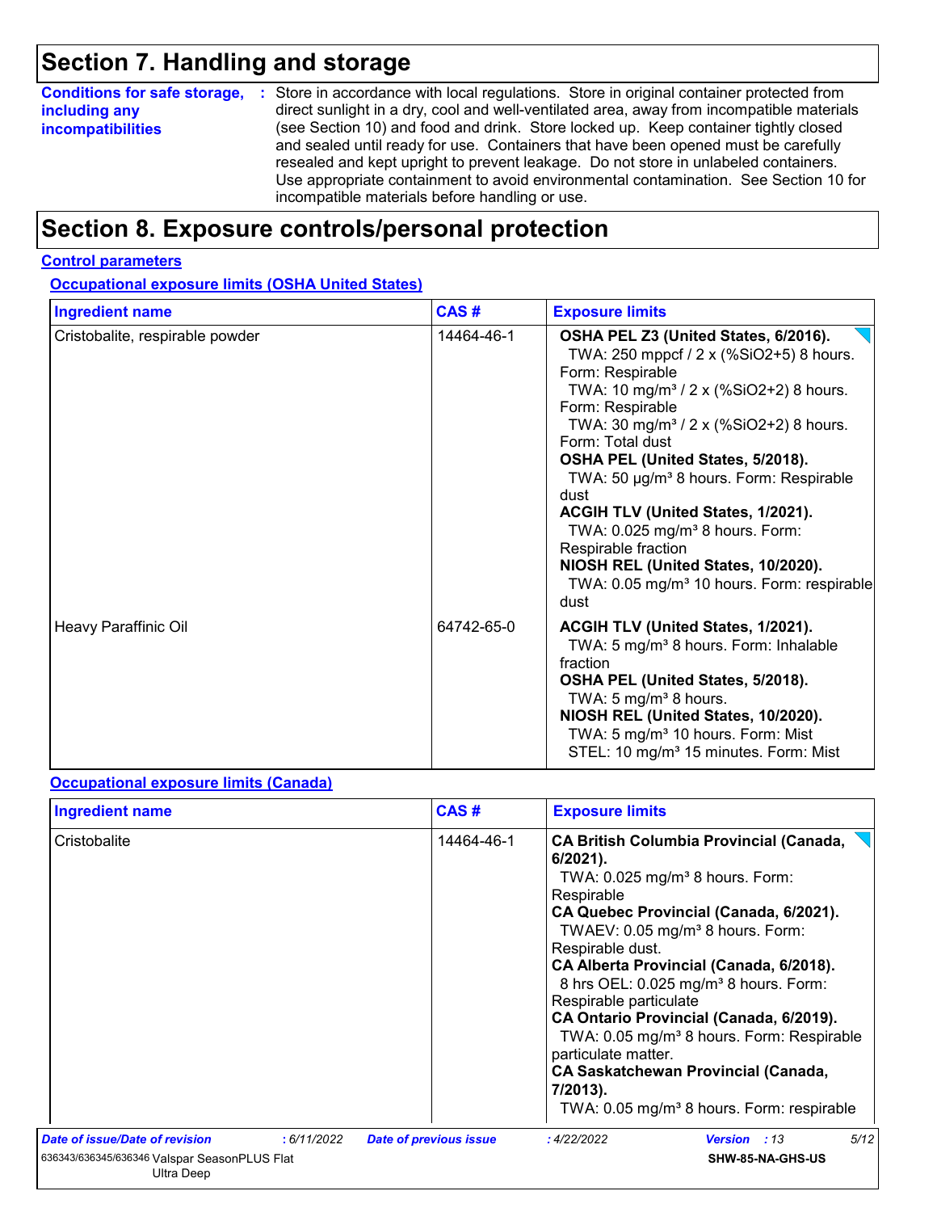## Section 7. Handling and storage

**Conditions for safe storage, including any incompatibilities** : Store in accordance with local regulations. Store in original container protected from direct sunlight in a dry, cool and well-ventilated area, away from incompatible materials (see Section 10) and food and drink. Store locked up. Keep container tightly closed and sealed until ready for use. Containers that have been opened must be carefully resealed and kept upright to prevent leakage. Do not store in unlabeled containers. Use appropriate containment to avoid environmental contamination. See Section 10 for incompatible materials before handling or use.

## Section 8. Exposure controls/personal protection

**Control parameters**

**Occupational exposure limits (OSHA United States)**

| Ingredient name | CAS # | Exposure limits |
|---|---|---|
| Cristobalite, respirable powder | 14464-46-1 | **OSHA PEL Z3 (United States, 6/2016).** TWA: 250 mppcf / 2 x (%SiO2+5) 8 hours. Form: Respirable TWA: 10 mg/m³ / 2 x (%SiO2+2) 8 hours. Form: Respirable TWA: 30 mg/m³ / 2 x (%SiO2+2) 8 hours. Form: Total dust **OSHA PEL (United States, 5/2018).** TWA: 50 µg/m³ 8 hours. Form: Respirable dust **ACGIH TLV (United States, 1/2021).** TWA: 0.025 mg/m³ 8 hours. Form: Respirable fraction **NIOSH REL (United States, 10/2020).** TWA: 0.05 mg/m³ 10 hours. Form: respirable dust |
| Heavy Paraffinic Oil | 64742-65-0 | **ACGIH TLV (United States, 1/2021).** TWA: 5 mg/m³ 8 hours. Form: Inhalable fraction **OSHA PEL (United States, 5/2018).** TWA: 5 mg/m³ 8 hours. **NIOSH REL (United States, 10/2020).** TWA: 5 mg/m³ 10 hours. Form: Mist STEL: 10 mg/m³ 15 minutes. Form: Mist |

**Occupational exposure limits (Canada)**

| Ingredient name | CAS # | Exposure limits |
|---|---|---|
| Cristobalite | 14464-46-1 | **CA British Columbia Provincial (Canada, 6/2021).** TWA: 0.025 mg/m³ 8 hours. Form: Respirable **CA Quebec Provincial (Canada, 6/2021).** TWAEV: 0.05 mg/m³ 8 hours. Form: Respirable dust. **CA Alberta Provincial (Canada, 6/2018).** 8 hrs OEL: 0.025 mg/m³ 8 hours. Form: Respirable particulate **CA Ontario Provincial (Canada, 6/2019).** TWA: 0.05 mg/m³ 8 hours. Form: Respirable particulate matter. **CA Saskatchewan Provincial (Canada, 7/2013).** TWA: 0.05 mg/m³ 8 hours. Form: respirable |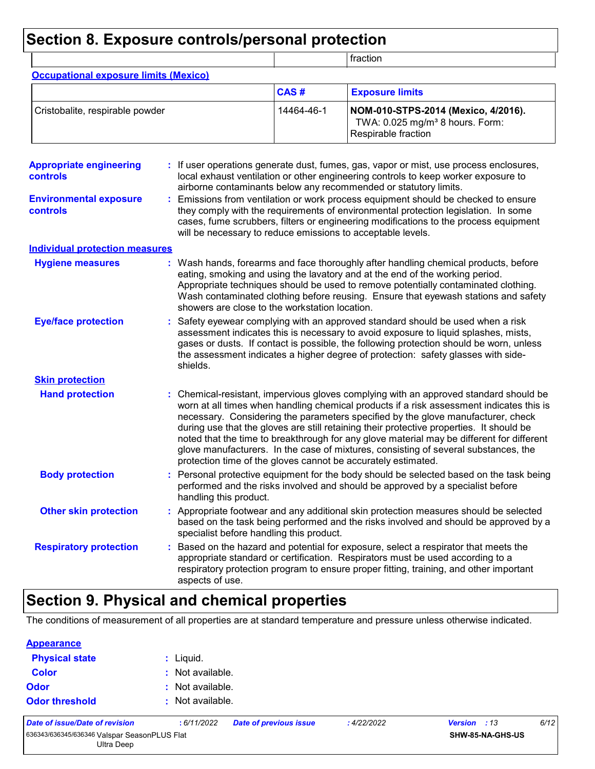# Section 8. Exposure controls/personal protection

| | | fraction |
|---|---|---|

**Occupational exposure limits (Mexico)**

| | CAS # | Exposure limits |
|---|---|---|
| Cristobalite, respirable powder | 14464-46-1 | **NOM-010-STPS-2014 (Mexico, 4/2016).** TWA: 0.025 mg/m³ 8 hours. Form: Respirable fraction |

**Appropriate engineering controls** : If user operations generate dust, fumes, gas, vapor or mist, use process enclosures, local exhaust ventilation or other engineering controls to keep worker exposure to airborne contaminants below any recommended or statutory limits.

**Environmental exposure controls** : Emissions from ventilation or work process equipment should be checked to ensure they comply with the requirements of environmental protection legislation. In some cases, fume scrubbers, filters or engineering modifications to the process equipment will be necessary to reduce emissions to acceptable levels.

**Individual protection measures**

**Hygiene measures** : Wash hands, forearms and face thoroughly after handling chemical products, before eating, smoking and using the lavatory and at the end of the working period. Appropriate techniques should be used to remove potentially contaminated clothing. Wash contaminated clothing before reusing. Ensure that eyewash stations and safety showers are close to the workstation location.

**Eye/face protection** : Safety eyewear complying with an approved standard should be used when a risk assessment indicates this is necessary to avoid exposure to liquid splashes, mists, gases or dusts. If contact is possible, the following protection should be worn, unless the assessment indicates a higher degree of protection: safety glasses with side-shields.

**Skin protection**

**Hand protection** : Chemical-resistant, impervious gloves complying with an approved standard should be worn at all times when handling chemical products if a risk assessment indicates this is necessary. Considering the parameters specified by the glove manufacturer, check during use that the gloves are still retaining their protective properties. It should be noted that the time to breakthrough for any glove material may be different for different glove manufacturers. In the case of mixtures, consisting of several substances, the protection time of the gloves cannot be accurately estimated.

**Body protection** : Personal protective equipment for the body should be selected based on the task being performed and the risks involved and should be approved by a specialist before handling this product.

**Other skin protection** : Appropriate footwear and any additional skin protection measures should be selected based on the task being performed and the risks involved and should be approved by a specialist before handling this product.

**Respiratory protection** : Based on the hazard and potential for exposure, select a respirator that meets the appropriate standard or certification. Respirators must be used according to a respiratory protection program to ensure proper fitting, training, and other important aspects of use.

# Section 9. Physical and chemical properties

The conditions of measurement of all properties are at standard temperature and pressure unless otherwise indicated.

**Appearance**

**Physical state** : Liquid.

**Color** : Not available.

**Odor** : Not available.

**Odor threshold** : Not available.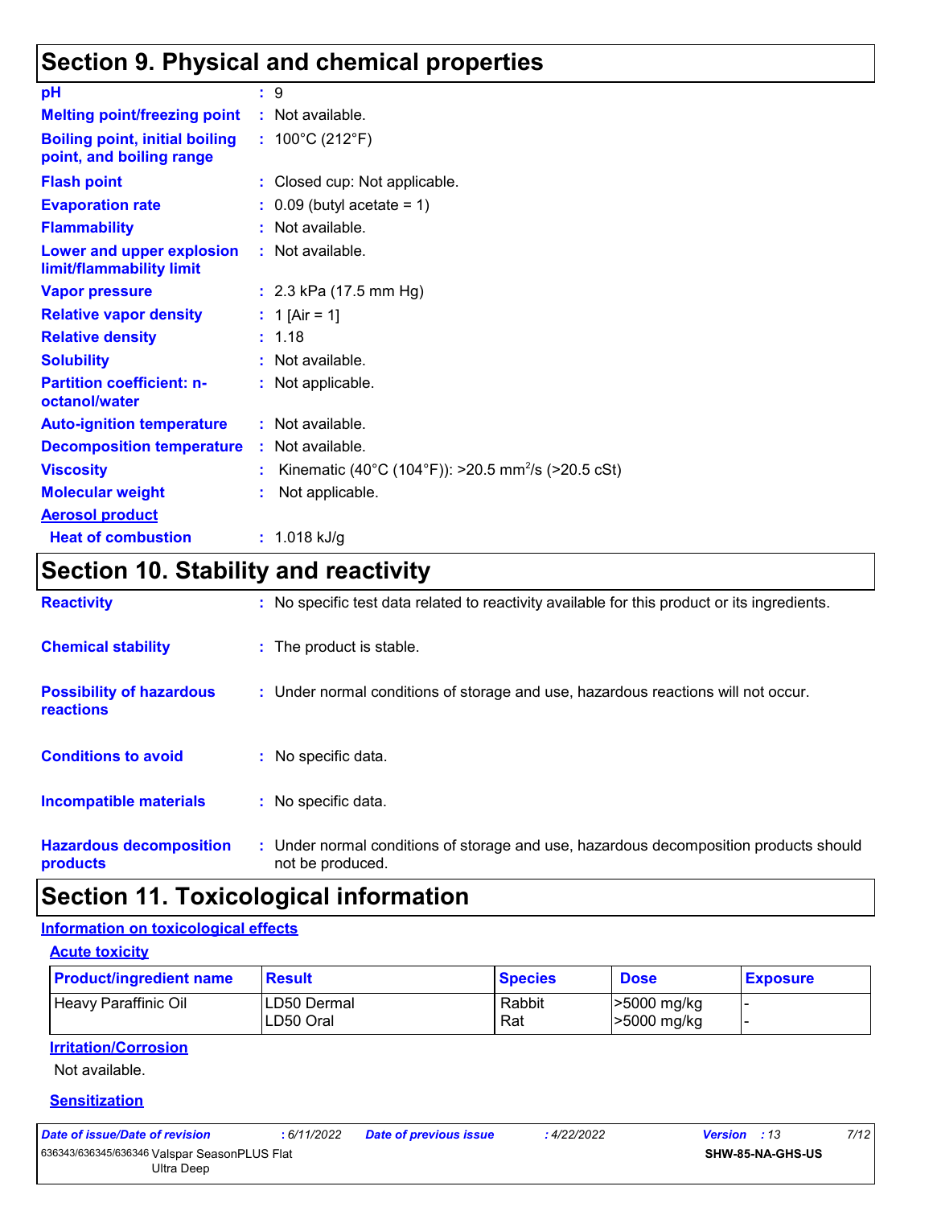# Section 9. Physical and chemical properties

| | | |
|---|---|---|
| **pH** | : | 9 |
| **Melting point/freezing point** | : | Not available. |
| **Boiling point, initial boiling point, and boiling range** | : | 100°C (212°F) |
| **Flash point** | : | Closed cup: Not applicable. |
| **Evaporation rate** | : | 0.09 (butyl acetate = 1) |
| **Flammability** | : | Not available. |
| **Lower and upper explosion limit/flammability limit** | : | Not available. |
| **Vapor pressure** | : | 2.3 kPa (17.5 mm Hg) |
| **Relative vapor density** | : | 1 [Air = 1] |
| **Relative density** | : | 1.18 |
| **Solubility** | : | Not available. |
| **Partition coefficient: n-octanol/water** | : | Not applicable. |
| **Auto-ignition temperature** | : | Not available. |
| **Decomposition temperature** | : | Not available. |
| **Viscosity** | : | Kinematic (40°C (104°F)): >20.5 $mm^2/s$ (>20.5 cSt) |
| **Molecular weight** | : | Not applicable. |

**Aerosol product**

| | | |
|---|---|---|
| **Heat of combustion** | : | 1.018 kJ/g |

# Section 10. Stability and reactivity

| | | |
|---|---|---|
| **Reactivity** | : | No specific test data related to reactivity available for this product or its ingredients. |
| **Chemical stability** | : | The product is stable. |
| **Possibility of hazardous reactions** | : | Under normal conditions of storage and use, hazardous reactions will not occur. |
| **Conditions to avoid** | : | No specific data. |
| **Incompatible materials** | : | No specific data. |
| **Hazardous decomposition products** | : | Under normal conditions of storage and use, hazardous decomposition products should not be produced. |

# Section 11. Toxicological information

## Information on toxicological effects

### Acute toxicity

| Product/ingredient name | Result | Species | Dose | Exposure |
|---|---|---|---|---|
| Heavy Paraffinic Oil | LD50 Dermal<br>LD50 Oral | Rabbit<br>Rat | >5000 mg/kg<br>>5000 mg/kg | -<br>- |

### Irritation/Corrosion

Not available.

### Sensitization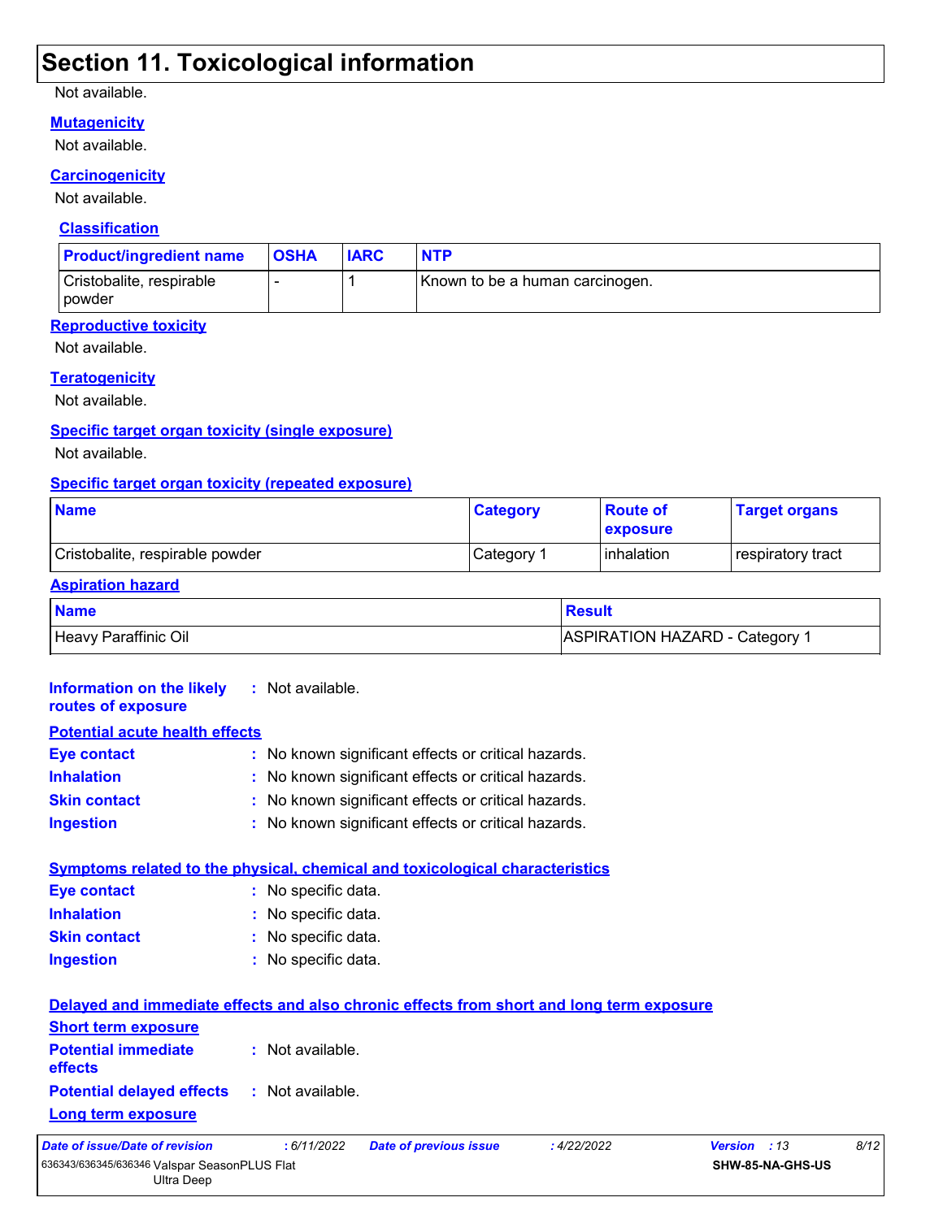## Section 11. Toxicological information

Not available.

**Mutagenicity**

Not available.

**Carcinogenicity**

Not available.

**Classification**

| Product/ingredient name | OSHA | IARC | NTP |
|---|---|---|---|
| Cristobalite, respirable powder | - | 1 | Known to be a human carcinogen. |

**Reproductive toxicity**

Not available.

**Teratogenicity**

Not available.

**Specific target organ toxicity (single exposure)**

Not available.

**Specific target organ toxicity (repeated exposure)**

| Name | Category | Route of exposure | Target organs |
|---|---|---|---|
| Cristobalite, respirable powder | Category 1 | inhalation | respiratory tract |

**Aspiration hazard**

| Name | Result |
|---|---|
| Heavy Paraffinic Oil | ASPIRATION HAZARD - Category 1 |

**Information on the likely routes of exposure** : Not available.

**Potential acute health effects**

**Eye contact** : No known significant effects or critical hazards.
**Inhalation** : No known significant effects or critical hazards.
**Skin contact** : No known significant effects or critical hazards.
**Ingestion** : No known significant effects or critical hazards.

**Symptoms related to the physical, chemical and toxicological characteristics**

**Eye contact** : No specific data.
**Inhalation** : No specific data.
**Skin contact** : No specific data.
**Ingestion** : No specific data.

**Delayed and immediate effects and also chronic effects from short and long term exposure**

**Short term exposure**

**Potential immediate effects** : Not available.
**Potential delayed effects** : Not available.

**Long term exposure**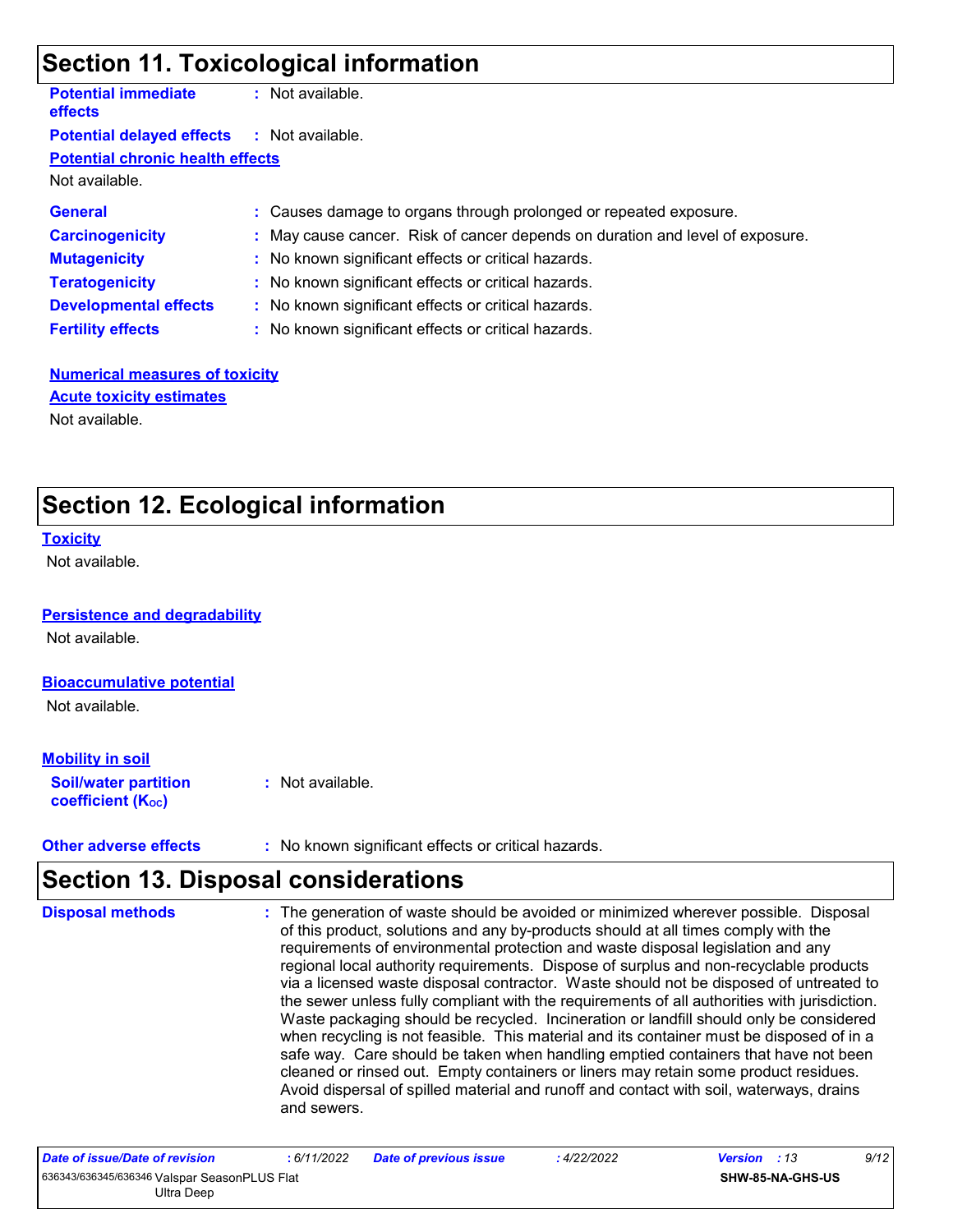## Section 11. Toxicological information

**Potential immediate effects** : Not available.

**Potential delayed effects** : Not available.

**Potential chronic health effects**

Not available.

**General** : Causes damage to organs through prolonged or repeated exposure.

**Carcinogenicity** : May cause cancer. Risk of cancer depends on duration and level of exposure.

**Mutagenicity** : No known significant effects or critical hazards.

**Teratogenicity** : No known significant effects or critical hazards.

**Developmental effects** : No known significant effects or critical hazards.

**Fertility effects** : No known significant effects or critical hazards.

**Numerical measures of toxicity**

**Acute toxicity estimates**

Not available.

## Section 12. Ecological information

**Toxicity**

Not available.

**Persistence and degradability**

Not available.

**Bioaccumulative potential**

Not available.

**Mobility in soil**

**Soil/water partition coefficient ($K_{OC}$)** : Not available.

**Other adverse effects** : No known significant effects or critical hazards.

## Section 13. Disposal considerations

**Disposal methods** : The generation of waste should be avoided or minimized wherever possible. Disposal of this product, solutions and any by-products should at all times comply with the requirements of environmental protection and waste disposal legislation and any regional local authority requirements. Dispose of surplus and non-recyclable products via a licensed waste disposal contractor. Waste should not be disposed of untreated to the sewer unless fully compliant with the requirements of all authorities with jurisdiction. Waste packaging should be recycled. Incineration or landfill should only be considered when recycling is not feasible. This material and its container must be disposed of in a safe way. Care should be taken when handling emptied containers that have not been cleaned or rinsed out. Empty containers or liners may retain some product residues. Avoid dispersal of spilled material and runoff and contact with soil, waterways, drains and sewers.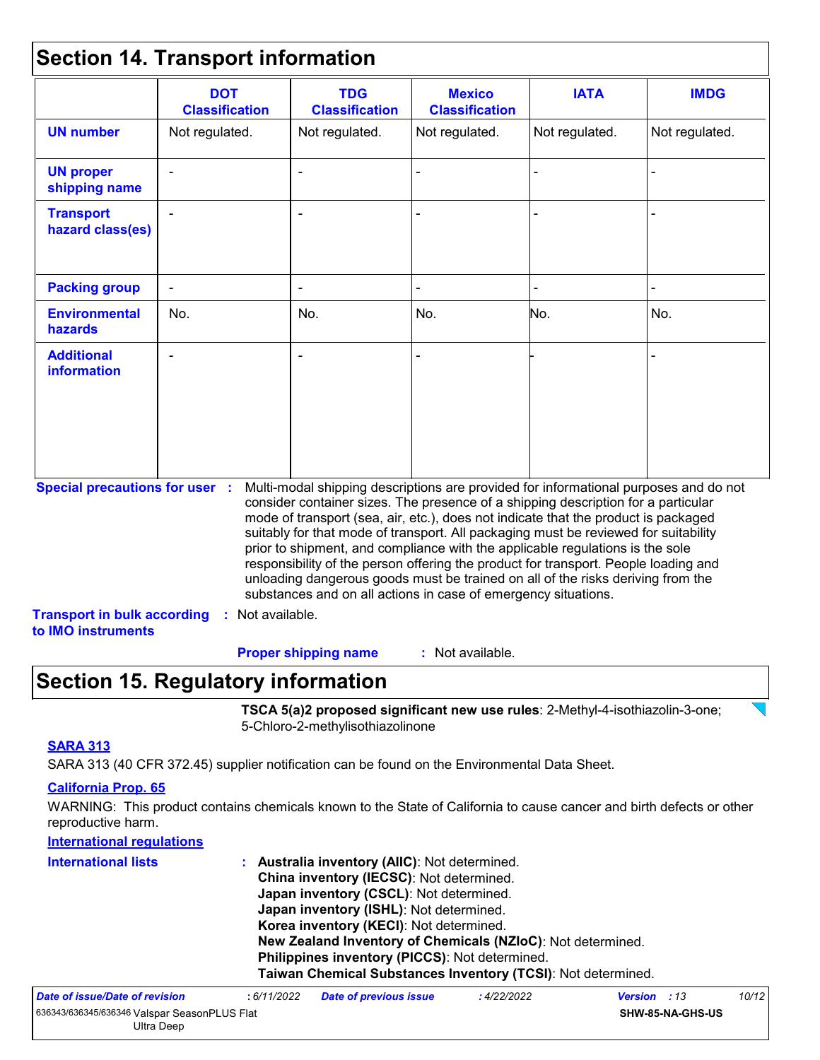## Section 14. Transport information

| | DOT Classification | TDG Classification | Mexico Classification | IATA | IMDG |
|---|---|---|---|---|---|
| **UN number** | Not regulated. | Not regulated. | Not regulated. | Not regulated. | Not regulated. |
| **UN proper shipping name** | - | - | - | - | - |
| **Transport hazard class(es)** | - | - | - | - | - |
| **Packing group** | - | - | - | - | - |
| **Environmental hazards** | No. | No. | No. | No. | No. |
| **Additional information** | - | - | - | - | - |

**Special precautions for user** : Multi-modal shipping descriptions are provided for informational purposes and do not consider container sizes. The presence of a shipping description for a particular mode of transport (sea, air, etc.), does not indicate that the product is packaged suitably for that mode of transport. All packaging must be reviewed for suitability prior to shipment, and compliance with the applicable regulations is the sole responsibility of the person offering the product for transport. People loading and unloading dangerous goods must be trained on all of the risks deriving from the substances and on all actions in case of emergency situations.

**Transport in bulk according to IMO instruments** : Not available.

**Proper shipping name** : Not available.

## Section 15. Regulatory information

**TSCA 5(a)2 proposed significant new use rules**: 2-Methyl-4-isothiazolin-3-one; 5-Chloro-2-methylisothiazolinone

**SARA 313**

SARA 313 (40 CFR 372.45) supplier notification can be found on the Environmental Data Sheet.

**California Prop. 65**

WARNING: This product contains chemicals known to the State of California to cause cancer and birth defects or other reproductive harm.

**International regulations**

**International lists** :
- **Australia inventory (AIIC)**: Not determined.
- **China inventory (IECSC)**: Not determined.
- **Japan inventory (CSCL)**: Not determined.
- **Japan inventory (ISHL)**: Not determined.
- **Korea inventory (KECI)**: Not determined.
- **New Zealand Inventory of Chemicals (NZIoC)**: Not determined.
- **Philippines inventory (PICCS)**: Not determined.
- **Taiwan Chemical Substances Inventory (TCSI)**: Not determined.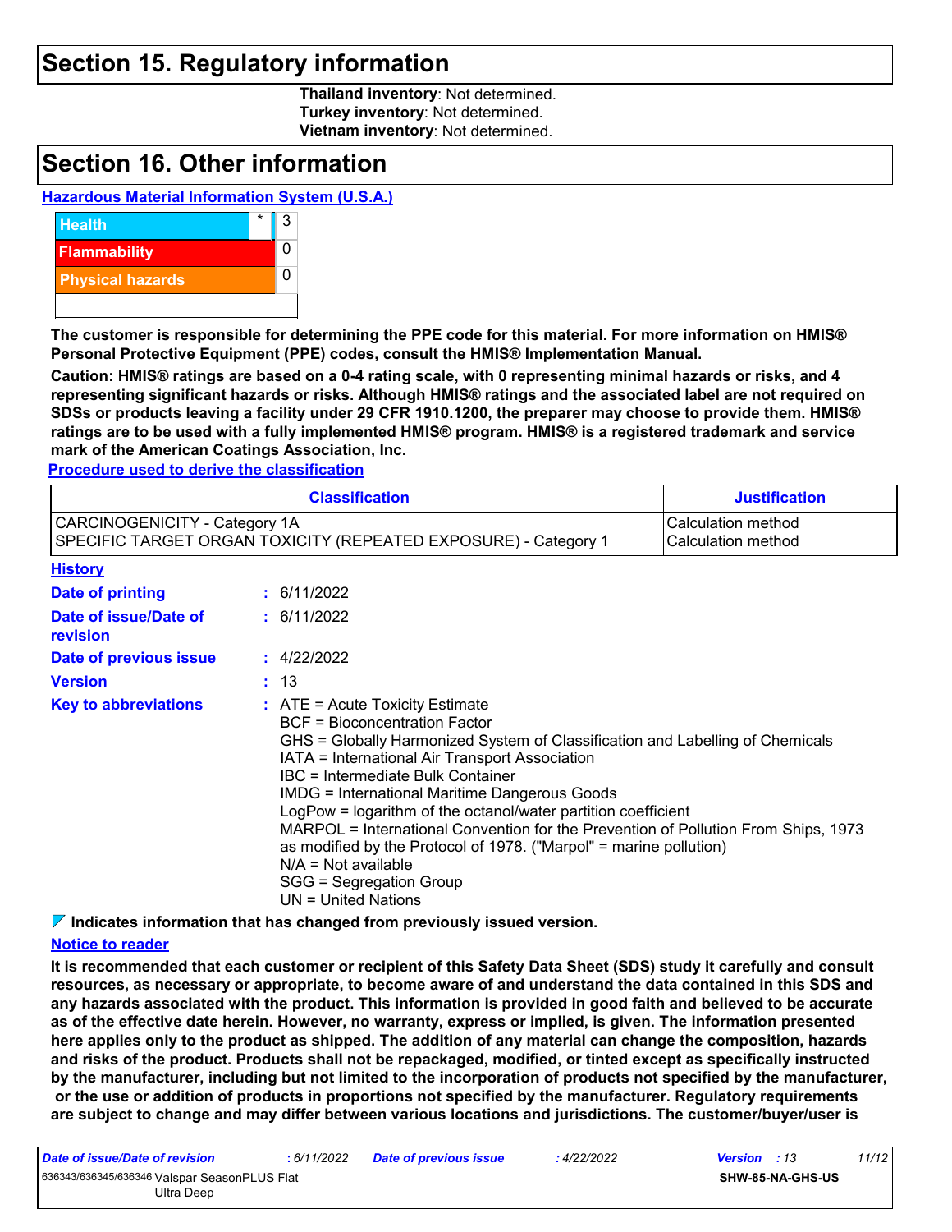## Section 15. Regulatory information

**Thailand inventory**: Not determined.
**Turkey inventory**: Not determined.
**Vietnam inventory**: Not determined.

## Section 16. Other information

**Hazardous Material Information System (U.S.A.)**

| | | |
|---|---|---|
| Health | * | 3 |
| Flammability | | 0 |
| Physical hazards | | 0 |
| | | |

**The customer is responsible for determining the PPE code for this material. For more information on HMIS® Personal Protective Equipment (PPE) codes, consult the HMIS® Implementation Manual.**

**Caution: HMIS® ratings are based on a 0-4 rating scale, with 0 representing minimal hazards or risks, and 4 representing significant hazards or risks. Although HMIS® ratings and the associated label are not required on SDSs or products leaving a facility under 29 CFR 1910.1200, the preparer may choose to provide them. HMIS® ratings are to be used with a fully implemented HMIS® program. HMIS® is a registered trademark and service mark of the American Coatings Association, Inc.**

**Procedure used to derive the classification**

| Classification | Justification |
|---|---|
| CARCINOGENICITY - Category 1A<br>SPECIFIC TARGET ORGAN TOXICITY (REPEATED EXPOSURE) - Category 1 | Calculation method<br>Calculation method |

**History**

**Date of printing** : 6/11/2022
**Date of issue/Date of revision** : 6/11/2022
**Date of previous issue** : 4/22/2022
**Version** : 13
**Key to abbreviations** : ATE = Acute Toxicity Estimate
BCF = Bioconcentration Factor
GHS = Globally Harmonized System of Classification and Labelling of Chemicals
IATA = International Air Transport Association
IBC = Intermediate Bulk Container
IMDG = International Maritime Dangerous Goods
LogPow = logarithm of the octanol/water partition coefficient
MARPOL = International Convention for the Prevention of Pollution From Ships, 1973 as modified by the Protocol of 1978. ("Marpol" = marine pollution)
N/A = Not available
SGG = Segregation Group
UN = United Nations

**Indicates information that has changed from previously issued version.**

**Notice to reader**

**It is recommended that each customer or recipient of this Safety Data Sheet (SDS) study it carefully and consult resources, as necessary or appropriate, to become aware of and understand the data contained in this SDS and any hazards associated with the product. This information is provided in good faith and believed to be accurate as of the effective date herein. However, no warranty, express or implied, is given. The information presented here applies only to the product as shipped. The addition of any material can change the composition, hazards and risks of the product. Products shall not be repackaged, modified, or tinted except as specifically instructed by the manufacturer, including but not limited to the incorporation of products not specified by the manufacturer, or the use or addition of products in proportions not specified by the manufacturer. Regulatory requirements are subject to change and may differ between various locations and jurisdictions. The customer/buyer/user is**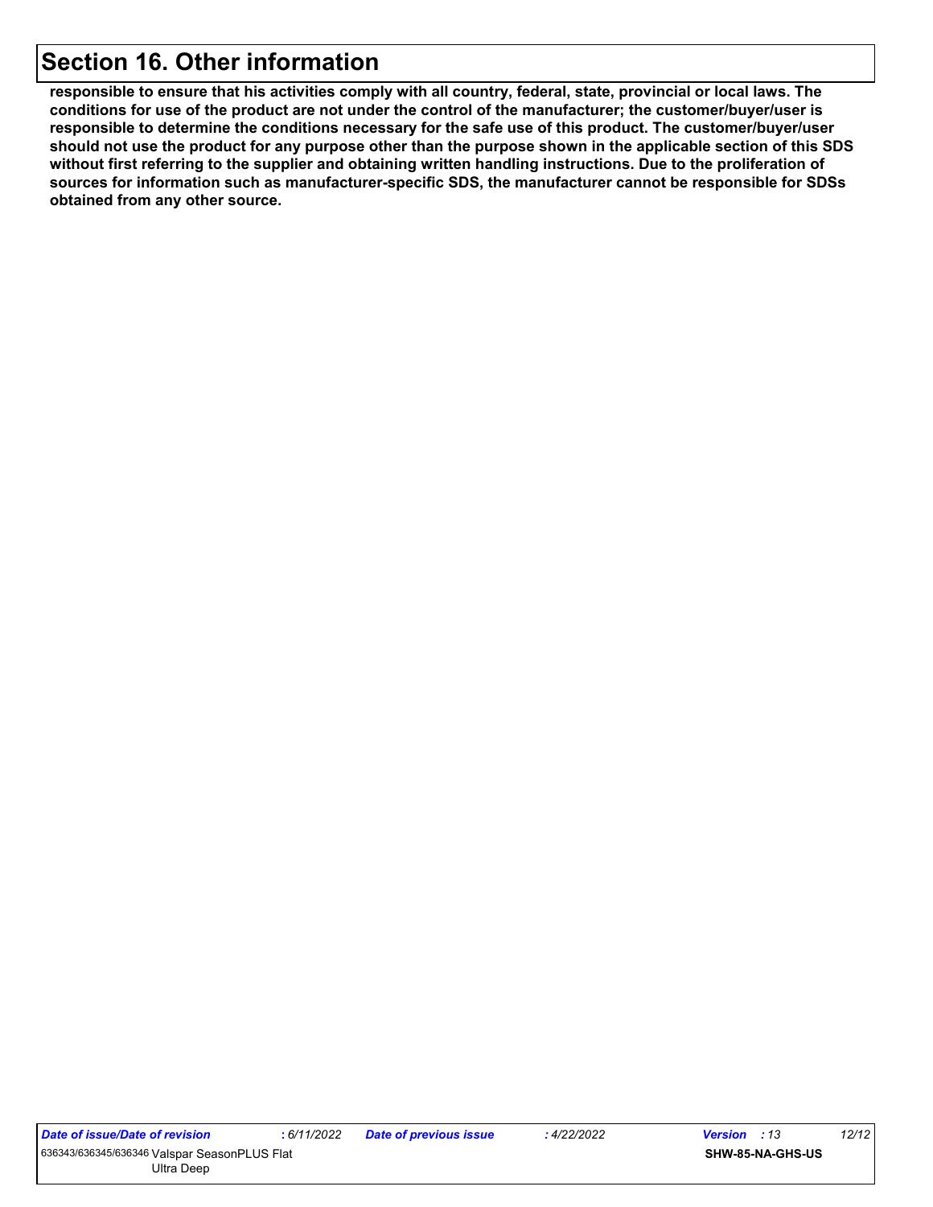# Section 16. Other information

**responsible to ensure that his activities comply with all country, federal, state, provincial or local laws. The conditions for use of the product are not under the control of the manufacturer; the customer/buyer/user is responsible to determine the conditions necessary for the safe use of this product. The customer/buyer/user should not use the product for any purpose other than the purpose shown in the applicable section of this SDS without first referring to the supplier and obtaining written handling instructions. Due to the proliferation of sources for information such as manufacturer-specific SDS, the manufacturer cannot be responsible for SDSs obtained from any other source.**